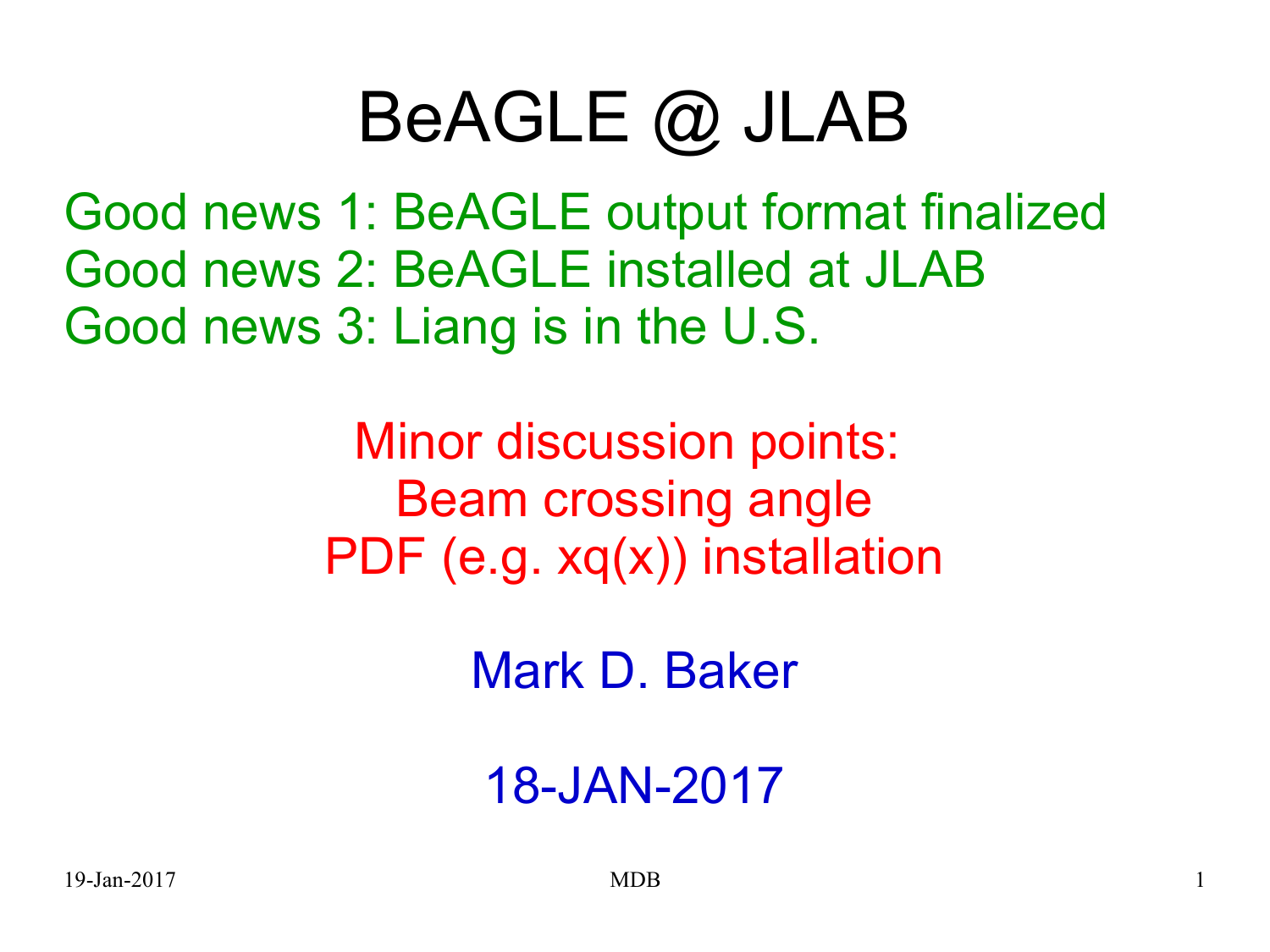# BeAGLE @ JLAB

Good news 1: BeAGLE output format finalized
Good news 2: BeAGLE installed at JLAB
Good news 3: Liang is in the U.S.

Minor discussion points:
Beam crossing angle
PDF (e.g. $xq(x)$) installation

Mark D. Baker

18-JAN-2017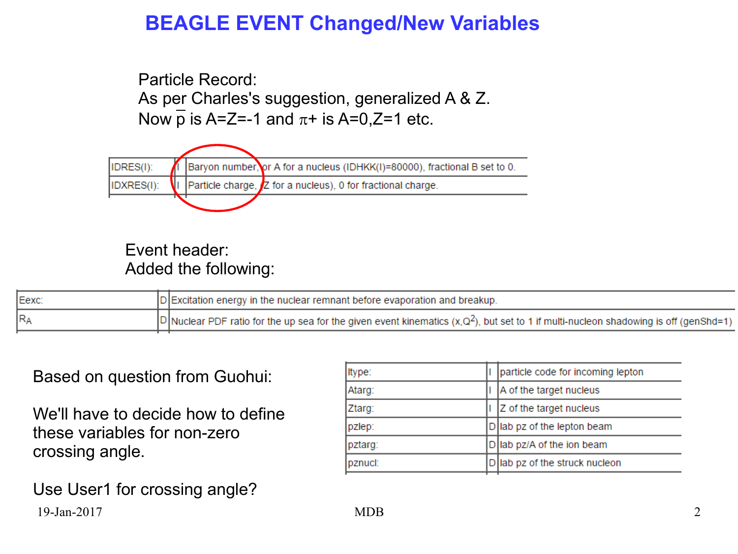# BEAGLE EVENT Changed/New Variables

Particle Record:
As per Charles's suggestion, generalized A & Z.
Now $\overline{p}$ is A=Z=-1 and $\pi$+ is A=0,Z=1 etc.

| | | |
|---|---|---|
| IDRES(I): | I | Baryon number, or A for a nucleus (IDHKK(I)=80000), fractional B set to 0. |
| IDXRES(I): | I | Particle charge, (Z for a nucleus), 0 for fractional charge. |

Event header:
Added the following:

| | | |
|---|---|---|
| Eexc: | D | Excitation energy in the nuclear remnant before evaporation and breakup. |
| $R_A$ | D | Nuclear PDF ratio for the up sea for the given event kinematics ($x$,$Q^2$), but set to 1 if multi-nucleon shadowing is off (genShd=1) |

Based on question from Guohui:

We'll have to decide how to define these variables for non-zero crossing angle.

Use User1 for crossing angle?

| | | |
|---|---|---|
| ltype: | I | particle code for incoming lepton |
| Atarg: | I | A of the target nucleus |
| Ztarg: | I | Z of the target nucleus |
| pzlep: | D | lab pz of the lepton beam |
| pztarg: | D | lab pz/A of the ion beam |
| pznucl: | D | lab pz of the struck nucleon |

19-Jan-2017 MDB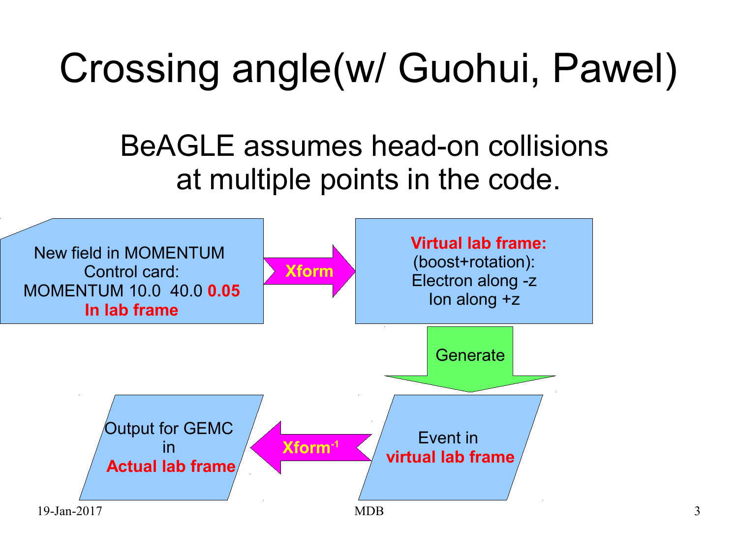# Crossing angle(w/ Guohui, Pawel)

BeAGLE assumes head-on collisions at multiple points in the code.

New field in MOMENTUM Control card:
MOMENTUM 10.0 40.0 **0.05**
**In lab frame**

→ **Xform** →

**Virtual lab frame:**
(boost+rotation):
Electron along -z
Ion along +z

↓ Generate ↓

Event in
**virtual lab frame**

← **Xform$^{-1}$** ←

Output for GEMC in
**Actual lab frame**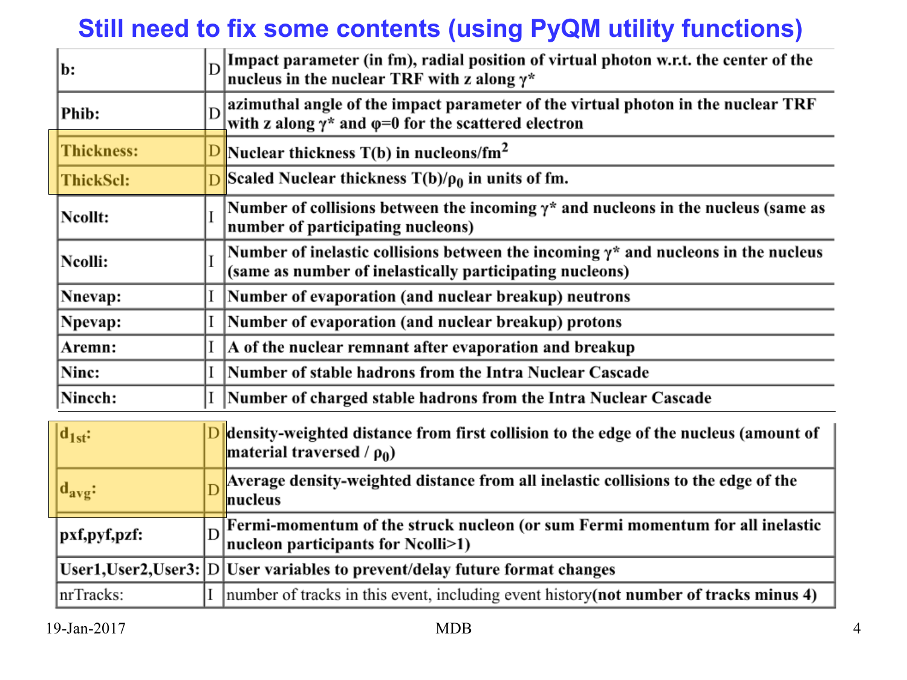# Still need to fix some contents (using PyQM utility functions)

| | | |
|---|---|---|
| **b:** | D | **Impact parameter (in fm), radial position of virtual photon w.r.t. the center of the nucleus in the nuclear TRF with z along $\gamma^*$** |
| **Phib:** | D | **azimuthal angle of the impact parameter of the virtual photon in the nuclear TRF with z along $\gamma^*$ and $\varphi$=0 for the scattered electron** |
| **Thickness:** | D | **Nuclear thickness T(b) in nucleons/fm$^2$** |
| **ThickScl:** | D | **Scaled Nuclear thickness T(b)/$\rho_0$ in units of fm.** |
| **Ncollt:** | I | **Number of collisions between the incoming $\gamma^*$ and nucleons in the nucleus (same as number of participating nucleons)** |
| **Ncolli:** | I | **Number of inelastic collisions between the incoming $\gamma^*$ and nucleons in the nucleus (same as number of inelastically participating nucleons)** |
| **Nnevap:** | I | **Number of evaporation (and nuclear breakup) neutrons** |
| **Npevap:** | I | **Number of evaporation (and nuclear breakup) protons** |
| **Aremn:** | I | **A of the nuclear remnant after evaporation and breakup** |
| **Ninc:** | I | **Number of stable hadrons from the Intra Nuclear Cascade** |
| **Nincch:** | I | **Number of charged stable hadrons from the Intra Nuclear Cascade** |
| **$d_{1st}$:** | D | **density-weighted distance from first collision to the edge of the nucleus (amount of material traversed / $\rho_0$)** |
| **$d_{avg}$:** | D | **Average density-weighted distance from all inelastic collisions to the edge of the nucleus** |
| **pxf,pyf,pzf:** | D | **Fermi-momentum of the struck nucleon (or sum Fermi momentum for all inelastic nucleon participants for Ncolli>1)** |
| **User1,User2,User3:** | D | **User variables to prevent/delay future format changes** |
| nrTracks: | I | number of tracks in this event, including event history **(not number of tracks minus 4)** |

19-Jan-2017 MDB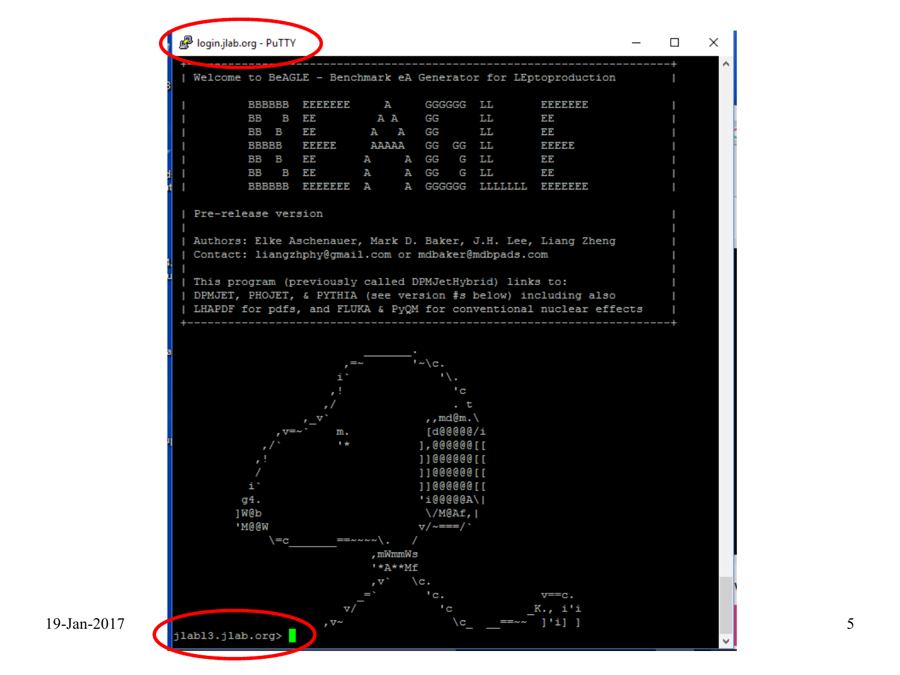login.jlab.org - PuTTY

```
+------------------------------------------------------------------------+
| Welcome to BeAGLE - Benchmark eA Generator for LEptoproduction        |
|                                                                        |
|         BBBBBB  EEEEEEE     A     GGGGGG  LL       EEEEEEE             |
|         BB   B  EE         A A    GG      LL       EE                  |
|         BB  B   EE        A   A   GG      LL       EE                  |
|         BBBBB   EEEEE     AAAAA   GG  GG  LL       EEEEE               |
|         BB  B   EE       A     A  GG   G  LL       EE                  |
|         BB   B  EE       A     A  GG   G  LL       EE                  |
|         BBBBBB  EEEEEEE  A     A  GGGGGG  LLLLLLL  EEEEEEE             |
|                                                                        |
| Pre-release version                                                    |
|                                                                        |
| Authors: Elke Aschenauer, Mark D. Baker, J.H. Lee, Liang Zheng         |
| Contact: liangzhphy@gmail.com or mdbaker@mdbpads.com                   |
|                                                                        |
| This program (previously called DPMJetHybrid) links to:                |
| DPMJET, PHOJET, & PYTHIA (see version #s below) including also         |
| LHAPDF for pdfs, and FLUKA & PyQM for conventional nuclear effects     |
+------------------------------------------------------------------------+

jlabl3.jlab.org>
```

19-Jan-2017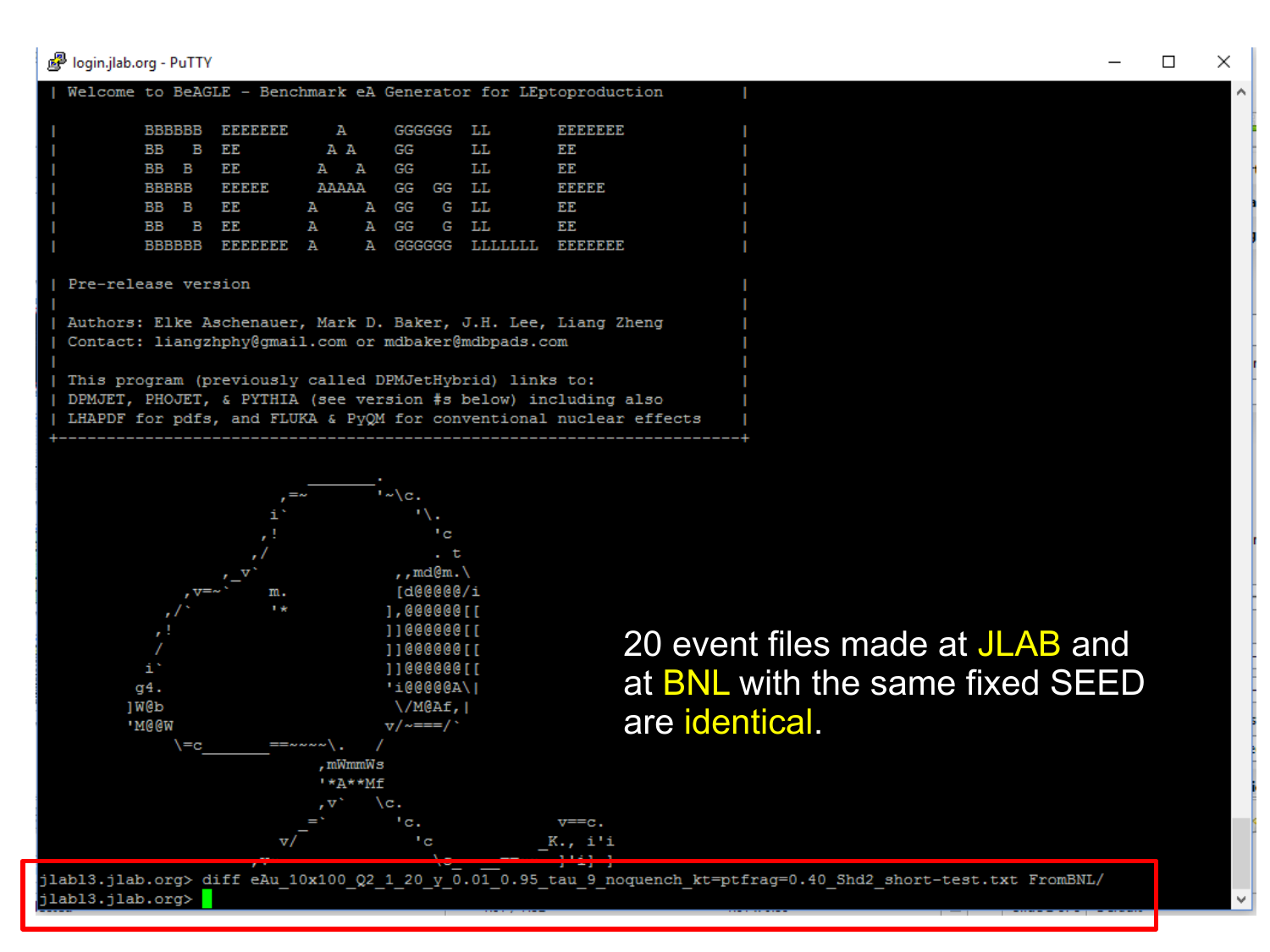```
| Welcome to BeAGLE - Benchmark eA Generator for LEptoproduction              |

|         BBBBBB  EEEEEEE     A     GGGGGG  LL       EEEEEEE                   |
|         BB   B  EE         A A    GG      LL       EE                        |
|         BB  B   EE        A   A   GG      LL       EE                        |
|         BBBBB   EEEEE     AAAAA   GG   GG LL       EEEEE                     |
|         BB  B   EE       A     A  GG    G LL       EE                        |
|         BB   B  EE       A     A  GG    G LL       EE                        |
|         BBBBBB  EEEEEEE  A     A  GGGGGG  LLLLLLL  EEEEEEE                   |

| Pre-release version                                                          |
|                                                                              |
| Authors: Elke Aschenauer, Mark D. Baker, J.H. Lee, Liang Zheng               |
| Contact: liangzhphy@gmail.com or mdbaker@mdbpads.com                         |
|                                                                              |
| This program (previously called DPMJetHybrid) links to:                      |
| DPMJET, PHOJET, & PYTHIA (see version #s below) including also               |
| LHAPDF for pdfs, and FLUKA & PyQM for conventional nuclear effects           |
+------------------------------------------------------------------------------+
```

20 event files made at JLAB and at BNL with the same fixed SEED are identical.

```
jlabl3.jlab.org> diff eAu_10x100_Q2_1_20_y_0.01_0.95_tau_9_noquench_kt=ptfrag=0.40_Shd2_short-test.txt FromBNL/
jlabl3.jlab.org>
```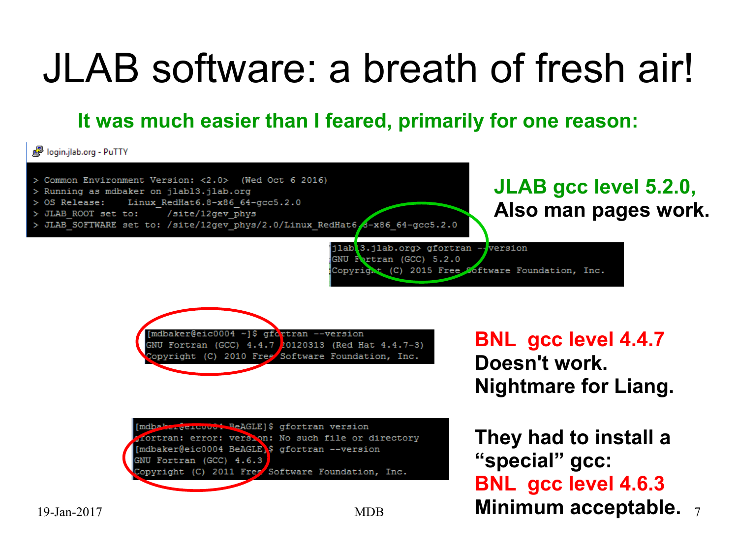# JLAB software: a breath of fresh air!

**It was much easier than I feared, primarily for one reason:**

login.jlab.org - PuTTY

```
> Common Environment Version: <2.0>  (Wed Oct 6 2016)
> Running as mdbaker on jlabl3.jlab.org
> OS Release:    Linux_RedHat6.8-x86_64-gcc5.2.0
> JLAB_ROOT set to:     /site/12gev_phys
> JLAB_SOFTWARE set to: /site/12gev_phys/2.0/Linux_RedHat6.8-x86_64-gcc5.2.0
```

```
jlabl3.jlab.org> gfortran --version
GNU Fortran (GCC) 5.2.0
Copyright (C) 2015 Free Software Foundation, Inc.
```

**JLAB gcc level 5.2.0,**
**Also man pages work.**

```
[mdbaker@eic0004 ~]$ gfortran --version
GNU Fortran (GCC) 4.4.7 20120313 (Red Hat 4.4.7-3)
Copyright (C) 2010 Free Software Foundation, Inc.
```

**BNL gcc level 4.4.7**
**Doesn't work.**
**Nightmare for Liang.**

```
[mdbaker@eic0004 BeAGLE]$ gfortran version
gfortran: error: version: No such file or directory
[mdbaker@eic0004 BeAGLE]$ gfortran --version
GNU Fortran (GCC) 4.6.3
Copyright (C) 2011 Free Software Foundation, Inc.
```

**They had to install a "special" gcc:**
**BNL gcc level 4.6.3**
**Minimum acceptable.**

19-Jan-2017 MDB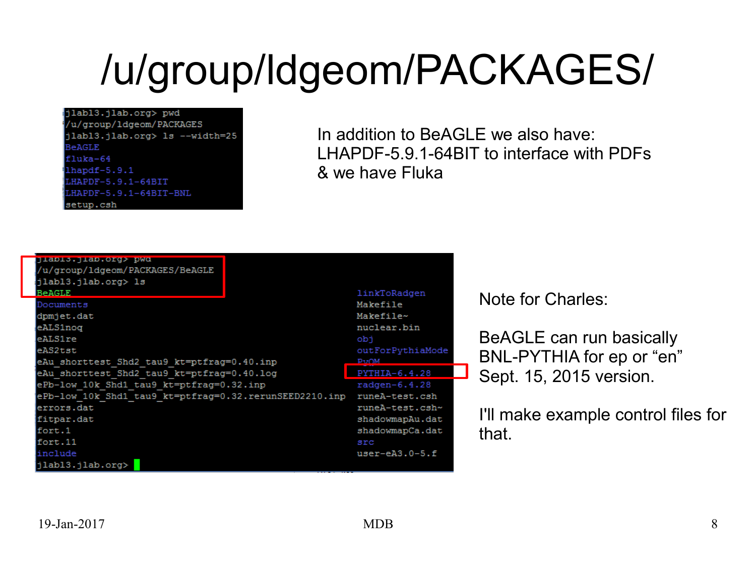# /u/group/ldgeom/PACKAGES/

```
jlabl3.jlab.org> pwd
/u/group/ldgeom/PACKAGES
jlabl3.jlab.org> ls --width=25
BeAGLE
fluka-64
lhapdf-5.9.1
LHAPDF-5.9.1-64BIT
LHAPDF-5.9.1-64BIT-BNL
setup.csh
```

In addition to BeAGLE we also have:
LHAPDF-5.9.1-64BIT to interface with PDFs
& we have Fluka

```
jlabl3.jlab.org> pwd
/u/group/ldgeom/PACKAGES/BeAGLE
jlabl3.jlab.org> ls
BeAGLE                                                 linkToRadgen
Documents                                              Makefile
dpmjet.dat                                             Makefile~
eALS1noq                                               nuclear.bin
eALS1re                                                obj
eAS2tst                                                outForPythiaMode
eAu_shorttest_Shd2_tau9_kt=ptfrag=0.40.inp             PyQM
eAu_shorttest_Shd2_tau9_kt=ptfrag=0.40.log             PYTHIA-6.4.28
ePb-low_10k_Shd1_tau9_kt=ptfrag=0.32.inp               radgen-6.4.28
ePb-low_10k_Shd1_tau9_kt=ptfrag=0.32.rerunSEED2210.inp runeA-test.csh
errors.dat                                             runeA-test.csh~
fitpar.dat                                             shadowmapAu.dat
fort.1                                                 shadowmapCa.dat
fort.11                                                src
include                                                user-eA3.0-5.f
jlabl3.jlab.org>
```

Note for Charles:

BeAGLE can run basically BNL-PYTHIA for ep or "en" Sept. 15, 2015 version.

I'll make example control files for that.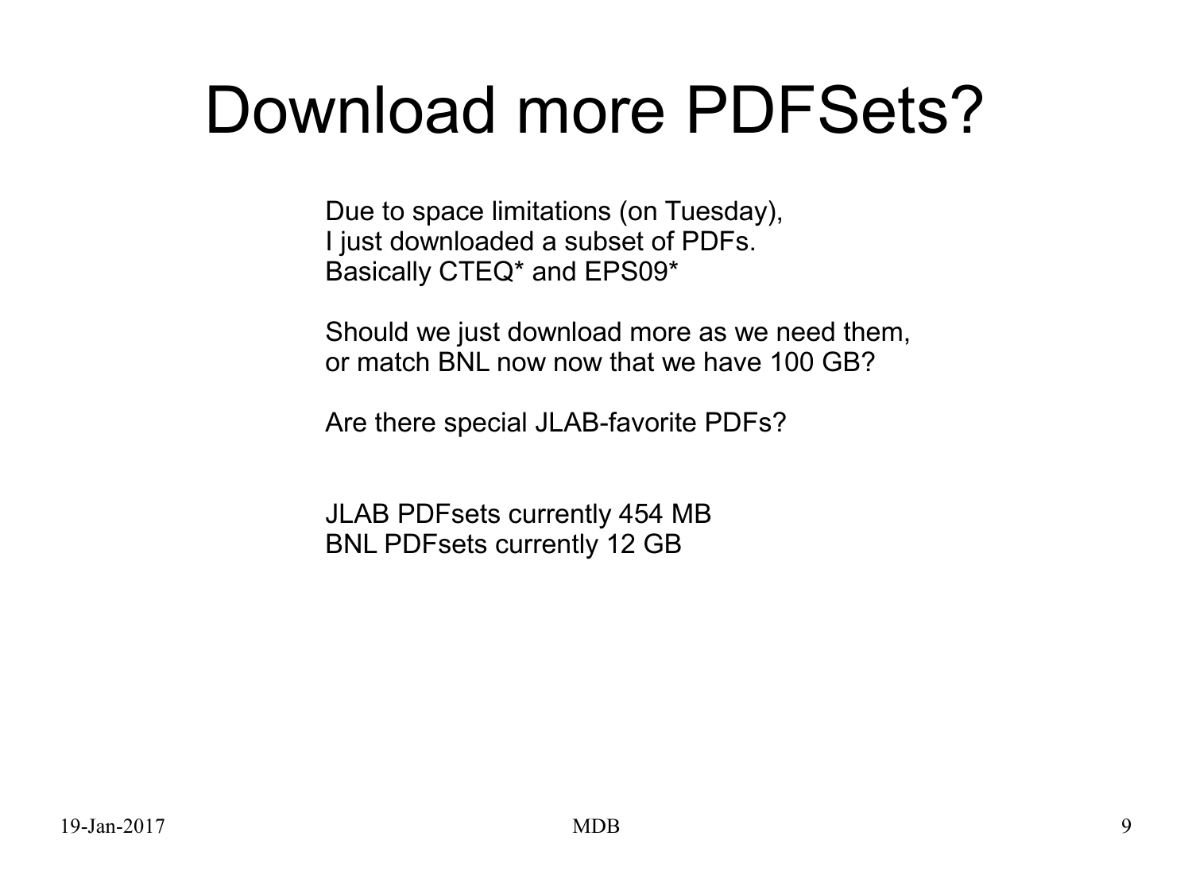# Download more PDFSets?

Due to space limitations (on Tuesday),
I just downloaded a subset of PDFs.
Basically CTEQ* and EPS09*

Should we just download more as we need them,
or match BNL now now that we have 100 GB?

Are there special JLAB-favorite PDFs?

JLAB PDFsets currently 454 MB
BNL PDFsets currently 12 GB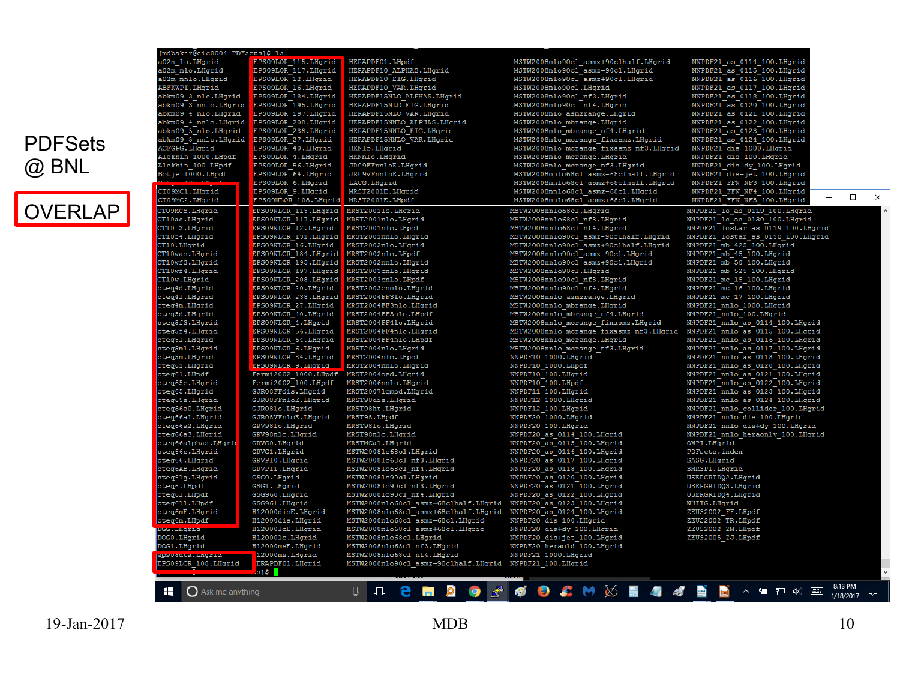# PDFSets @ BNL

**OVERLAP**

```
[mdbaker@eic0004 PDFsets]$ ls
a02m_lo.LHgrid        EPS09LOR_115.LHgrid    HERAPDF01.LHpdf              MSTW2008nlo90cl_asmz+90clhalf.LHgrid      NNPDF21_as_0114_100.LHgrid
a02m_nlo.LHgrid       EPS09LOR_117.LHgrid    HERAPDF10_ALPHAS.LHgrid      MSTW2008nlo90cl_asmz-90clhalf.LHgrid      NNPDF21_as_0115_100.LHgrid
a02m_nnlo.LHgrid      EPS09LOR_12.LHgrid     HERAPDF10_EIG.LHgrid         MSTW2008nlo90cl_asmz+90cl.LHgrid          NNPDF21_as_0116_100.LHgrid
ABFKWPI.LHgrid        EPS09LOR_16.LHgrid     HERAPDF10_VAR.LHgrid         MSTW2008nlo90cl.LHgrid                    NNPDF21_as_0117_100.LHgrid
abkm09_3_nlo.LHgrid   EPS09LOR_184.LHgrid    HERAPDF15NLO_ALPHAS.LHgrid   MSTW2008nlo90cl_nf3.LHgrid                NNPDF21_as_0118_100.LHgrid
abkm09_3_nnlo.LHgrid  EPS09LOR_195.LHgrid    HERAPDF15NLO_EIG.LHgrid      MSTW2008nlo90cl_nf4.LHgrid                NNPDF21_as_0120_100.LHgrid
abkm09_4_nlo.LHgrid   EPS09LOR_197.LHgrid    HERAPDF15NLO_VAR.LHgrid      MSTW2008nlo_asmzrange.LHgrid              NNPDF21_as_0121_100.LHgrid
abkm09_4_nnlo.LHgrid  EPS09LOR_208.LHgrid    HERAPDF15NNLO_ALPHAS.LHgrid  MSTW2008nlo_mbrange.LHgrid                NNPDF21_as_0122_100.LHgrid
abkm09_5_nlo.LHgrid   EPS09LOR_238.LHgrid    HERAPDF15NNLO_EIG.LHgrid     MSTW2008nlo_mbrange_nf4.LHgrid            NNPDF21_as_0123_100.LHgrid
abkm09_5_nnlo.LHgrid  EPS09LOR_27.LHgrid     HERAPDF15NNLO_VAR.LHgrid     MSTW2008nlo_mcrange_fixasmz.LHgrid        NNPDF21_as_0124_100.LHgrid
ACFGPG.LHgrid         EPS09LOR_40.LHgrid     HKNlo.LHgrid                 MSTW2008nlo_mcrange_fixasmz_nf3.LHgrid    NNPDF21_dis_1000.LHgrid
Alekhin_1000.LHpdf    EPS09LOR_4.LHgrid      HKNnlo.LHgrid                MSTW2008nlo_mcrange.LHgrid                NNPDF21_dis_100.LHgrid
Alekhin_100.LHpdf     EPS09LOR_56.LHgrid     JR09FFnnloE.LHgrid           MSTW2008nlo_mcrange_nf3.LHgrid            NNPDF21_dis+dy_100.LHgrid
Botje_1000.LHpdf      EPS09LOR_64.LHgrid     JR09VFnnloE.LHgrid           MSTW2008nnlo68cl_asmz-68clhalf.LHgrid     NNPDF21_dis+jet_100.LHgrid
                      EPS09LOR_6.LHgrid      LACG.LHgrid                  MSTW2008nnlo68cl_asmz+68clhalf.LHgrid     NNPDF21_FFN_NF3_100.LHgrid
CT09MC1.LHgrid        EPS09LOR_9.LHgrid      MRST2001E.LHgrid             MSTW2008nnlo68cl_asmz-68cl.LHgrid         NNPDF21_FFN_NF4_100.LHgrid
CT09MC2.LHgrid        EPS09NLOR_108.LHgrid   MRST2001E.LHpdf              MSTW2008nnlo68cl_asmz+68cl.LHgrid         NNPDF21_FFN_NF5_100.LHgrid
CT09MCS.LHgrid        EPS09NLOR_115.LHgrid   MRST2001lo.LHgrid            MSTW2008nnlo68cl.LHgrid                   NNPDF21_lo_as_0119_100.LHgrid
CT10as.LHgrid         EPS09NLOR_117.LHgrid   MRST2001nlo.LHgrid           MSTW2008nnlo68cl_nf3.LHgrid               NNPDF21_lo_as_0130_100.LHgrid
CT10f3.LHgrid         EPS09NLOR_12.LHgrid    MRST2001nlo.LHpdf            MSTW2008nnlo68cl_nf4.LHgrid               NNPDF21_lostar_as_0119_100.LHgrid
CT10f4.LHgrid         EPS09NLOR_131.LHgrid   MRST2001nnlo.LHgrid          MSTW2008nnlo90cl_asmz-90clhalf.LHgrid     NNPDF21_lostar_as_0130_100.LHgrid
CT10.LHgrid           EPS09NLOR_16.LHgrid    MRST2002nlo.LHgrid           MSTW2008nnlo90cl_asmz+90clhalf.LHgrid     NNPDF21_mb_425_100.LHgrid
CT10was.LHgrid        EPS09NLOR_184.LHgrid   MRST2002nlo.LHpdf            MSTW2008nnlo90cl_asmz-90cl.LHgrid         NNPDF21_mb_45_100.LHgrid
CT10wf3.LHgrid        EPS09NLOR_195.LHgrid   MRST2002nnlo.LHgrid          MSTW2008nnlo90cl_asmz+90cl.LHgrid         NNPDF21_mb_50_100.LHgrid
CT10wf4.LHgrid        EPS09NLOR_197.LHgrid   MRST2003cnlo.LHgrid          MSTW2008nnlo90cl.LHgrid                   NNPDF21_mb_525_100.LHgrid
CT10w.LHgrid          EPS09NLOR_208.LHgrid   MRST2003cnlo.LHpdf           MSTW2008nnlo90cl_nf3.LHgrid               NNPDF21_mc_15_100.LHgrid
cteq4d.LHgrid         EPS09NLOR_20.LHgrid    MRST2003cnnlo.LHgrid         MSTW2008nnlo90cl_nf4.LHgrid               NNPDF21_mc_16_100.LHgrid
cteq4l.LHgrid         EPS09NLOR_238.LHgrid   MRST2004FF3lo.LHgrid         MSTW2008nnlo_asmzrange.LHgrid             NNPDF21_mc_17_100.LHgrid
cteq4m.LHgrid         EPS09NLOR_27.LHgrid    MRST2004FF3nlo.LHgrid        MSTW2008nnlo_mbrange.LHgrid               NNPDF21_nnlo_1000.LHgrid
cteq5d.LHgrid         EPS09NLOR_40.LHgrid    MRST2004FF3nlo.LHpdf         MSTW2008nnlo_mbrange_nf4.LHgrid           NNPDF21_nnlo_100.LHgrid
cteq5f3.LHgrid        EPS09NLOR_4.LHgrid     MRST2004FF4lo.LHgrid         MSTW2008nnlo_mcrange_fixasmz.LHgrid       NNPDF21_nnlo_as_0114_100.LHgrid
cteq5f4.LHgrid        EPS09NLOR_56.LHgrid    MRST2004FF4nlo.LHgrid        MSTW2008nnlo_mcrange_fixasmz_nf3.LHgrid   NNPDF21_nnlo_as_0115_100.LHgrid
cteq5l.LHgrid         EPS09NLOR_64.LHgrid    MRST2004FF4nlo.LHpdf         MSTW2008nnlo_mcrange.LHgrid               NNPDF21_nnlo_as_0116_100.LHgrid
cteq5m1.LHgrid        EPS09NLOR_6.LHgrid     MRST2004nlo.LHgrid           MSTW2008nnlo_mcrange_nf3.LHgrid           NNPDF21_nnlo_as_0117_100.LHgrid
cteq5m.LHgrid         EPS09NLOR_84.LHgrid    MRST2004nlo.LHpdf            NNPDF10_1000.LHgrid                       NNPDF21_nnlo_as_0118_100.LHgrid
cteq61.LHgrid         EPS09NLOR_9.LHgrid     MRST2004nnlo.LHgrid          NNPDF10_1000.LHpdf                        NNPDF21_nnlo_as_0120_100.LHgrid
cteq61.LHpdf          Fermi2002_1000.LHpdf   MRST2004qed.LHgrid           NNPDF10_100.LHgrid                        NNPDF21_nnlo_as_0121_100.LHgrid
cteq65c.LHgrid        Fermi2002_100.LHpdf    MRST2006nnlo.LHgrid          NNPDF10_100.LHpdf                         NNPDF21_nnlo_as_0122_100.LHgrid
cteq65.LHgrid         GJR08FFdis.LHgrid      MRST2007lomod.LHgrid         NNPDF11_100.LHgrid                        NNPDF21_nnlo_as_0123_100.LHgrid
cteq65s.LHgrid        GJR08FFnloE.LHgrid     MRST98dis.LHgrid             NNPDF12_1000.LHgrid                       NNPDF21_nnlo_as_0124_100.LHgrid
cteq66a0.LHgrid       GJR08lo.LHgrid         MRST98ht.LHgrid              NNPDF12_100.LHgrid                        NNPDF21_nnlo_collider_100.LHgrid
cteq66a1.LHgrid       GJR08VFnloE.LHgrid     MRST98.LHpdf                 NNPDF20_1000.LHgrid                       NNPDF21_nnlo_dis_100.LHgrid
cteq66a2.LHgrid       GRV98lo.LHgrid         MRST98lo.LHgrid              NNPDF20_100.LHgrid                        NNPDF21_nnlo_dis+dy_100.LHgrid
cteq66a3.LHgrid       GRV98nlo.LHgrid        MRST98nlo.LHgrid             NNPDF20_as_0114_100.LHgrid                NNPDF21_nnlo_heraonly_100.LHgrid
cteq66alphas.LHgrid   GRVG0.LHgrid           MRSTMCal.LHgrid              NNPDF20_as_0115_100.LHgrid                OWPI.LHgrid
cteq66c.LHgrid        GRVG1.LHgrid           MSTW2008lo68cl.LHgrid        NNPDF20_as_0116_100.LHgrid                PDFsets.index
cteq66.LHgrid         GRVPI0.LHgrid          MSTW2008lo68cl_nf3.LHgrid    NNPDF20_as_0117_100.LHgrid                SASG.LHgrid
cteq6AB.LHgrid        GRVPI1.LHgrid          MSTW2008lo68cl_nf4.LHgrid    NNPDF20_as_0118_100.LHgrid                SMRSPI.LHgrid
cteq6lg.LHgrid        GSG0.LHgrid            MSTW2008lo90cl.LHgrid        NNPDF20_as_0120_100.LHgrid                USERGRIDQ2.LHgrid
cteq6.LHpdf           GSG1.LHgrid            MSTW2008lo90cl_nf3.LHgrid    NNPDF20_as_0121_100.LHgrid                USERGRIDQ3.LHgrid
cteq6l.LHpdf          GSG960.LHgrid          MSTW2008lo90cl_nf4.LHgrid    NNPDF20_as_0122_100.LHgrid                USERGRIDQ4.LHgrid
cteq6ll.LHpdf         GSG961.LHgrid          MSTW2008nlo68cl_asmz-68clhalf.LHgrid  NNPDF20_as_0123_100.LHgrid       WHITG.LHgrid
cteq6mE.LHgrid        H12000disE.LHgrid      MSTW2008nlo68cl_asmz+68clhalf.LHgrid  NNPDF20_as_0124_100.LHgrid       ZEUS2002_FF.LHpdf
cteq6m.LHpdf          H12000dis.LHgrid       MSTW2008nlo68cl_asmz-68cl.LHgrid      NNPDF20_dis_100.LHgrid           ZEUS2002_TR.LHpdf
DGG.LHgrid            H12000loE.LHgrid       MSTW2008nlo68cl_asmz+68cl.LHgrid      NNPDF20_dis+dy_100.LHgrid        ZEUS2002_ZM.LHpdf
DOG0.LHgrid           H12000lo.LHgrid        MSTW2008nlo68cl.LHgrid                NNPDF20_dis+jet_100.LHgrid       ZEUS2005_ZJ.LHpdf
DOG1.LHgrid           H12000msE.LHgrid       MSTW2008nlo68cl_nf3.LHgrid            NNPDF20_heraold_100.LHgrid
eps09stud.LHgrid      H12000ms.LHgrid        MSTW2008nlo68cl_nf4.LHgrid            NNPDF21_1000.LHgrid
EPS09LOR_108.LHgrid   HERAPDF01.LHgrid       MSTW2008nlo90cl_asmz-90clhalf.LHgrid  NNPDF21_100.LHgrid
```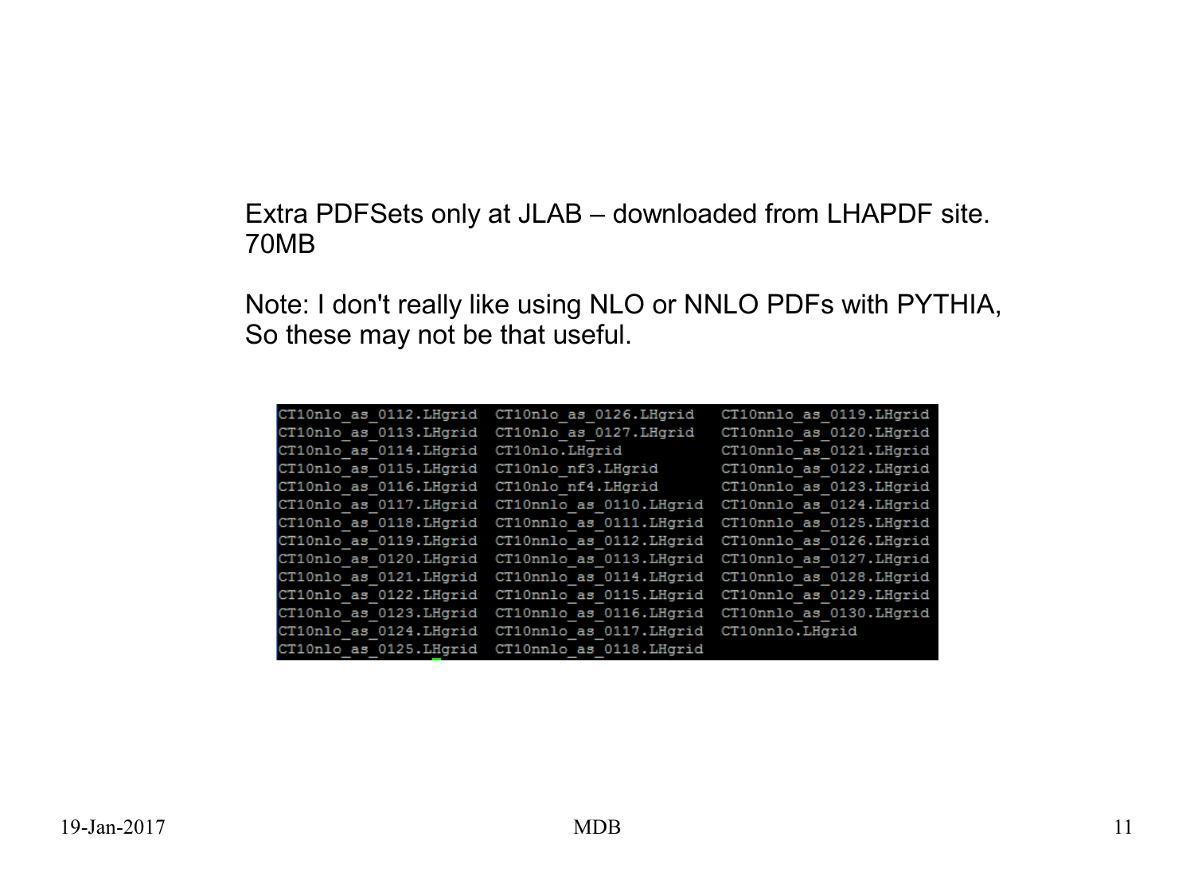Extra PDFSets only at JLAB – downloaded from LHAPDF site.
70MB

Note: I don't really like using NLO or NNLO PDFs with PYTHIA,
So these may not be that useful.

```
CT10nlo_as_0112.LHgrid  CT10nlo_as_0126.LHgrid   CT10nnlo_as_0119.LHgrid
CT10nlo_as_0113.LHgrid  CT10nlo_as_0127.LHgrid   CT10nnlo_as_0120.LHgrid
CT10nlo_as_0114.LHgrid  CT10nlo.LHgrid           CT10nnlo_as_0121.LHgrid
CT10nlo_as_0115.LHgrid  CT10nlo_nf3.LHgrid       CT10nnlo_as_0122.LHgrid
CT10nlo_as_0116.LHgrid  CT10nlo_nf4.LHgrid       CT10nnlo_as_0123.LHgrid
CT10nlo_as_0117.LHgrid  CT10nnlo_as_0110.LHgrid  CT10nnlo_as_0124.LHgrid
CT10nlo_as_0118.LHgrid  CT10nnlo_as_0111.LHgrid  CT10nnlo_as_0125.LHgrid
CT10nlo_as_0119.LHgrid  CT10nnlo_as_0112.LHgrid  CT10nnlo_as_0126.LHgrid
CT10nlo_as_0120.LHgrid  CT10nnlo_as_0113.LHgrid  CT10nnlo_as_0127.LHgrid
CT10nlo_as_0121.LHgrid  CT10nnlo_as_0114.LHgrid  CT10nnlo_as_0128.LHgrid
CT10nlo_as_0122.LHgrid  CT10nnlo_as_0115.LHgrid  CT10nnlo_as_0129.LHgrid
CT10nlo_as_0123.LHgrid  CT10nnlo_as_0116.LHgrid  CT10nnlo_as_0130.LHgrid
CT10nlo_as_0124.LHgrid  CT10nnlo_as_0117.LHgrid  CT10nnlo.LHgrid
CT10nlo_as_0125.LHgrid  CT10nnlo_as_0118.LHgrid
```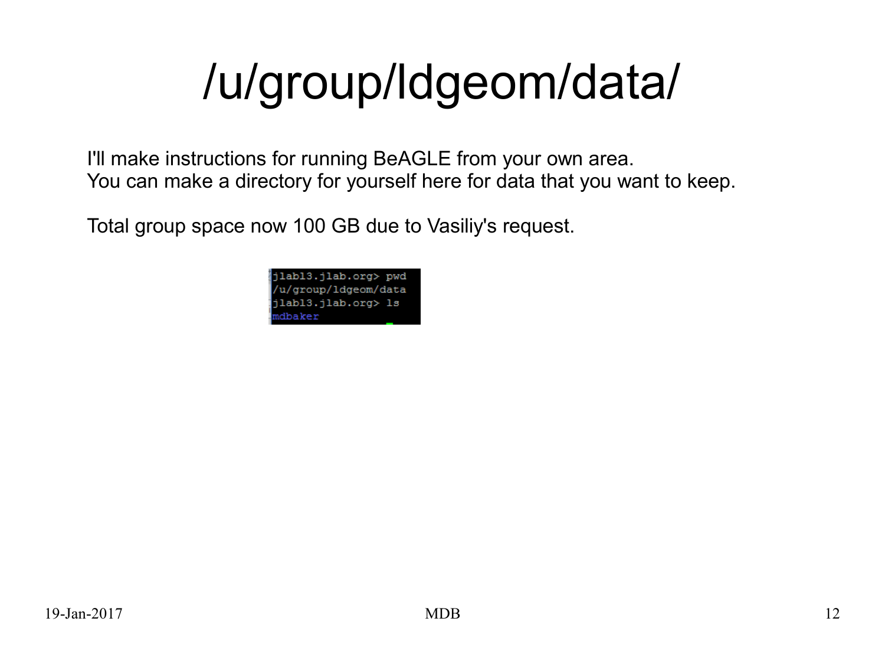# /u/group/ldgeom/data/

I'll make instructions for running BeAGLE from your own area.
You can make a directory for yourself here for data that you want to keep.

Total group space now 100 GB due to Vasiliy's request.

```
jlabl3.jlab.org> pwd
/u/group/ldgeom/data
jlabl3.jlab.org> ls
mdbaker
```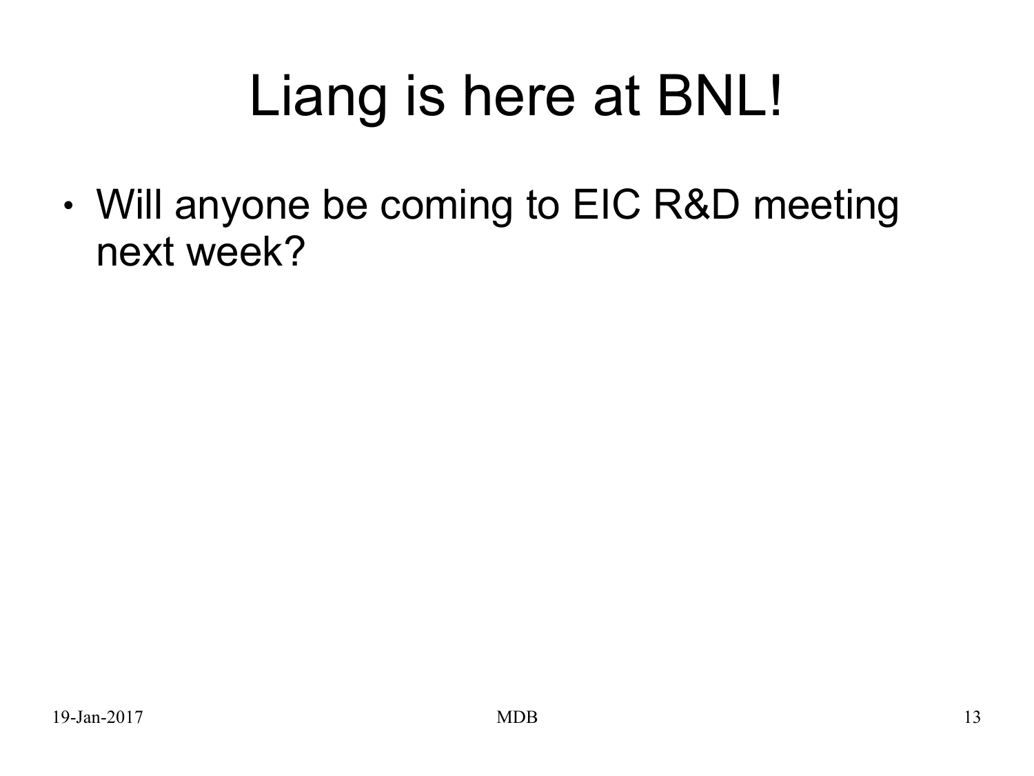# Liang is here at BNL!

- Will anyone be coming to EIC R&D meeting next week?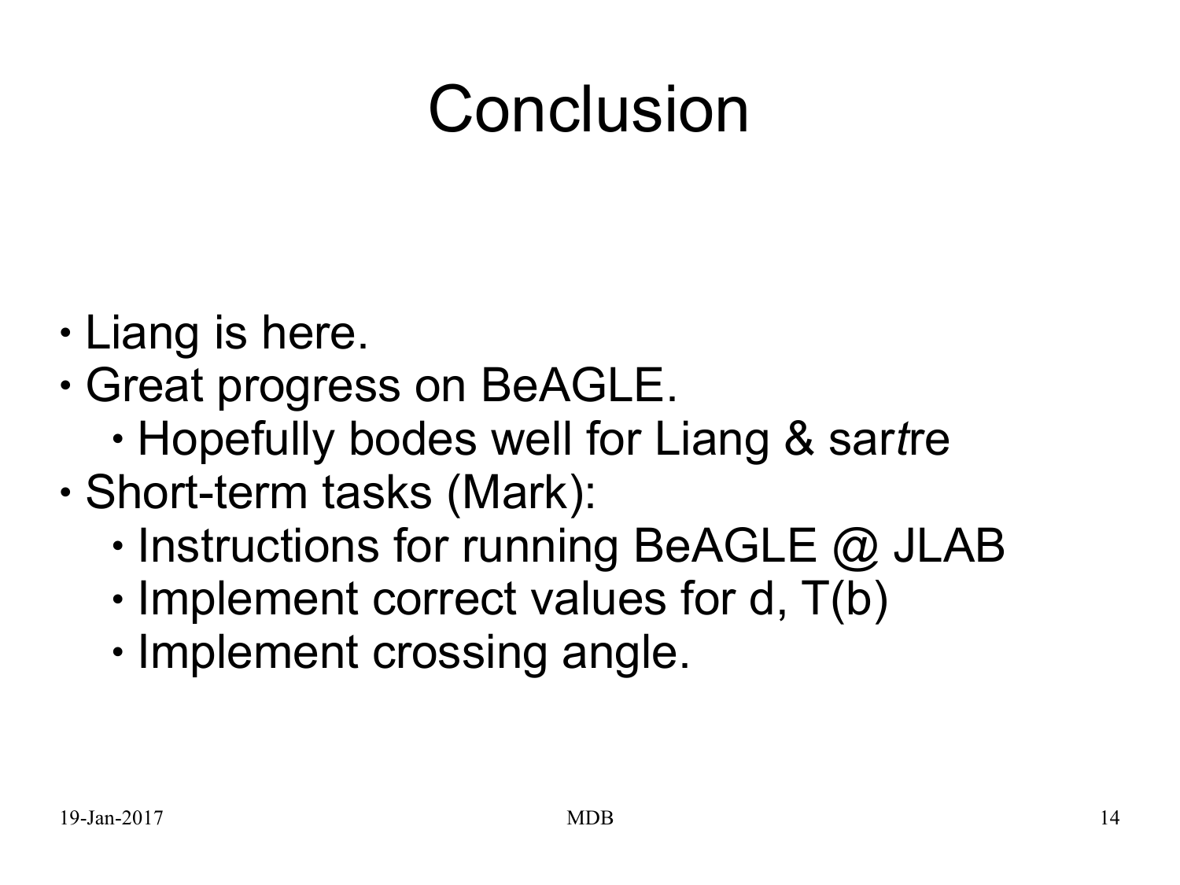# Conclusion

- Liang is here.
- Great progress on BeAGLE.
  - Hopefully bodes well for Liang & sar*t*re
- Short-term tasks (Mark):
  - Instructions for running BeAGLE @ JLAB
  - Implement correct values for d, T(b)
  - Implement crossing angle.